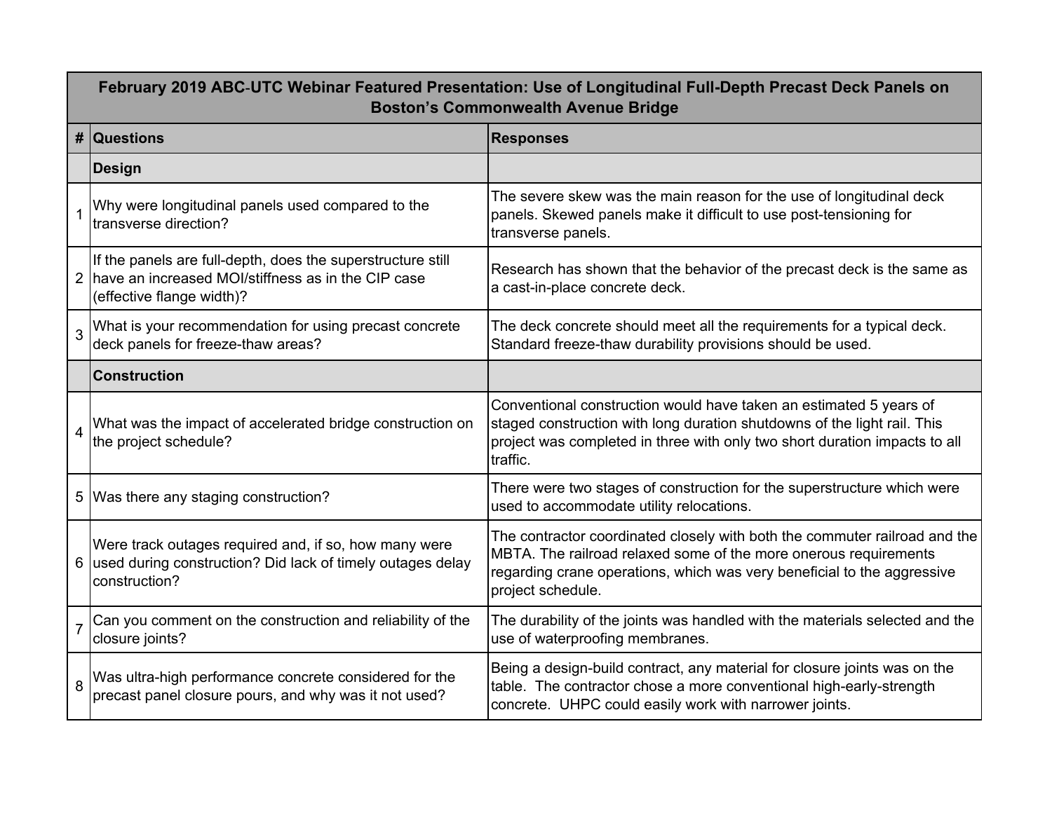# February 2019 ABC-UTC Webinar Featured Presentation: Use of Longitudinal Full-Depth Precast Deck Panels on Boston's Commonwealth Avenue Bridge

| # | Questions | Responses |
|---|---|---|
| | **Design** | |
| 1 | Why were longitudinal panels used compared to the transverse direction? | The severe skew was the main reason for the use of longitudinal deck panels. Skewed panels make it difficult to use post-tensioning for transverse panels. |
| 2 | If the panels are full-depth, does the superstructure still have an increased MOI/stiffness as in the CIP case (effective flange width)? | Research has shown that the behavior of the precast deck is the same as a cast-in-place concrete deck. |
| 3 | What is your recommendation for using precast concrete deck panels for freeze-thaw areas? | The deck concrete should meet all the requirements for a typical deck. Standard freeze-thaw durability provisions should be used. |
| | **Construction** | |
| 4 | What was the impact of accelerated bridge construction on the project schedule? | Conventional construction would have taken an estimated 5 years of staged construction with long duration shutdowns of the light rail. This project was completed in three with only two short duration impacts to all traffic. |
| 5 | Was there any staging construction? | There were two stages of construction for the superstructure which were used to accommodate utility relocations. |
| 6 | Were track outages required and, if so, how many were used during construction? Did lack of timely outages delay construction? | The contractor coordinated closely with both the commuter railroad and the MBTA. The railroad relaxed some of the more onerous requirements regarding crane operations, which was very beneficial to the aggressive project schedule. |
| 7 | Can you comment on the construction and reliability of the closure joints? | The durability of the joints was handled with the materials selected and the use of waterproofing membranes. |
| 8 | Was ultra-high performance concrete considered for the precast panel closure pours, and why was it not used? | Being a design-build contract, any material for closure joints was on the table. The contractor chose a more conventional high-early-strength concrete. UHPC could easily work with narrower joints. |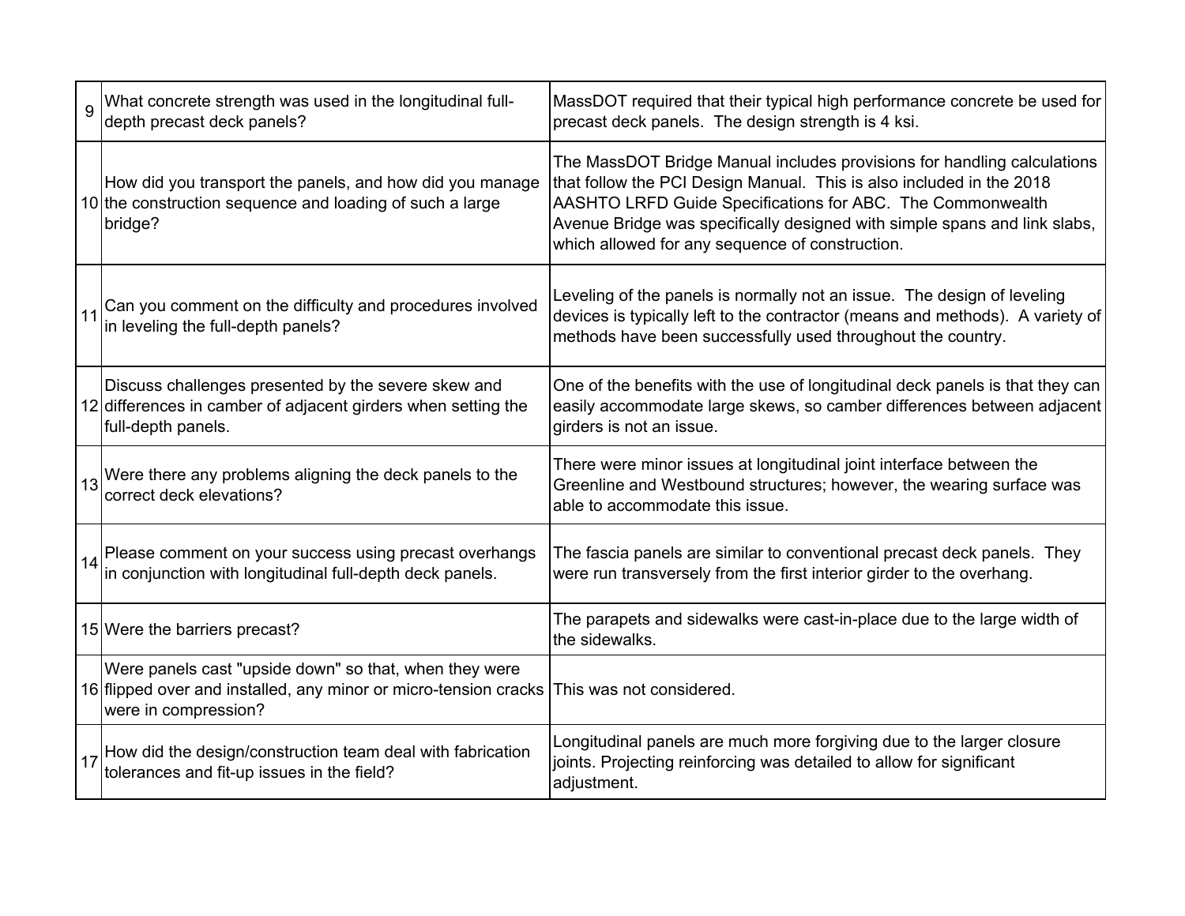| | | |
|---|---|---|
| 9 | What concrete strength was used in the longitudinal full-depth precast deck panels? | MassDOT required that their typical high performance concrete be used for precast deck panels. The design strength is 4 ksi. |
| 10 | How did you transport the panels, and how did you manage the construction sequence and loading of such a large bridge? | The MassDOT Bridge Manual includes provisions for handling calculations that follow the PCI Design Manual. This is also included in the 2018 AASHTO LRFD Guide Specifications for ABC. The Commonwealth Avenue Bridge was specifically designed with simple spans and link slabs, which allowed for any sequence of construction. |
| 11 | Can you comment on the difficulty and procedures involved in leveling the full-depth panels? | Leveling of the panels is normally not an issue. The design of leveling devices is typically left to the contractor (means and methods). A variety of methods have been successfully used throughout the country. |
| 12 | Discuss challenges presented by the severe skew and differences in camber of adjacent girders when setting the full-depth panels. | One of the benefits with the use of longitudinal deck panels is that they can easily accommodate large skews, so camber differences between adjacent girders is not an issue. |
| 13 | Were there any problems aligning the deck panels to the correct deck elevations? | There were minor issues at longitudinal joint interface between the Greenline and Westbound structures; however, the wearing surface was able to accommodate this issue. |
| 14 | Please comment on your success using precast overhangs in conjunction with longitudinal full-depth deck panels. | The fascia panels are similar to conventional precast deck panels. They were run transversely from the first interior girder to the overhang. |
| 15 | Were the barriers precast? | The parapets and sidewalks were cast-in-place due to the large width of the sidewalks. |
| 16 | Were panels cast "upside down" so that, when they were flipped over and installed, any minor or micro-tension cracks were in compression? | This was not considered. |
| 17 | How did the design/construction team deal with fabrication tolerances and fit-up issues in the field? | Longitudinal panels are much more forgiving due to the larger closure joints. Projecting reinforcing was detailed to allow for significant adjustment. |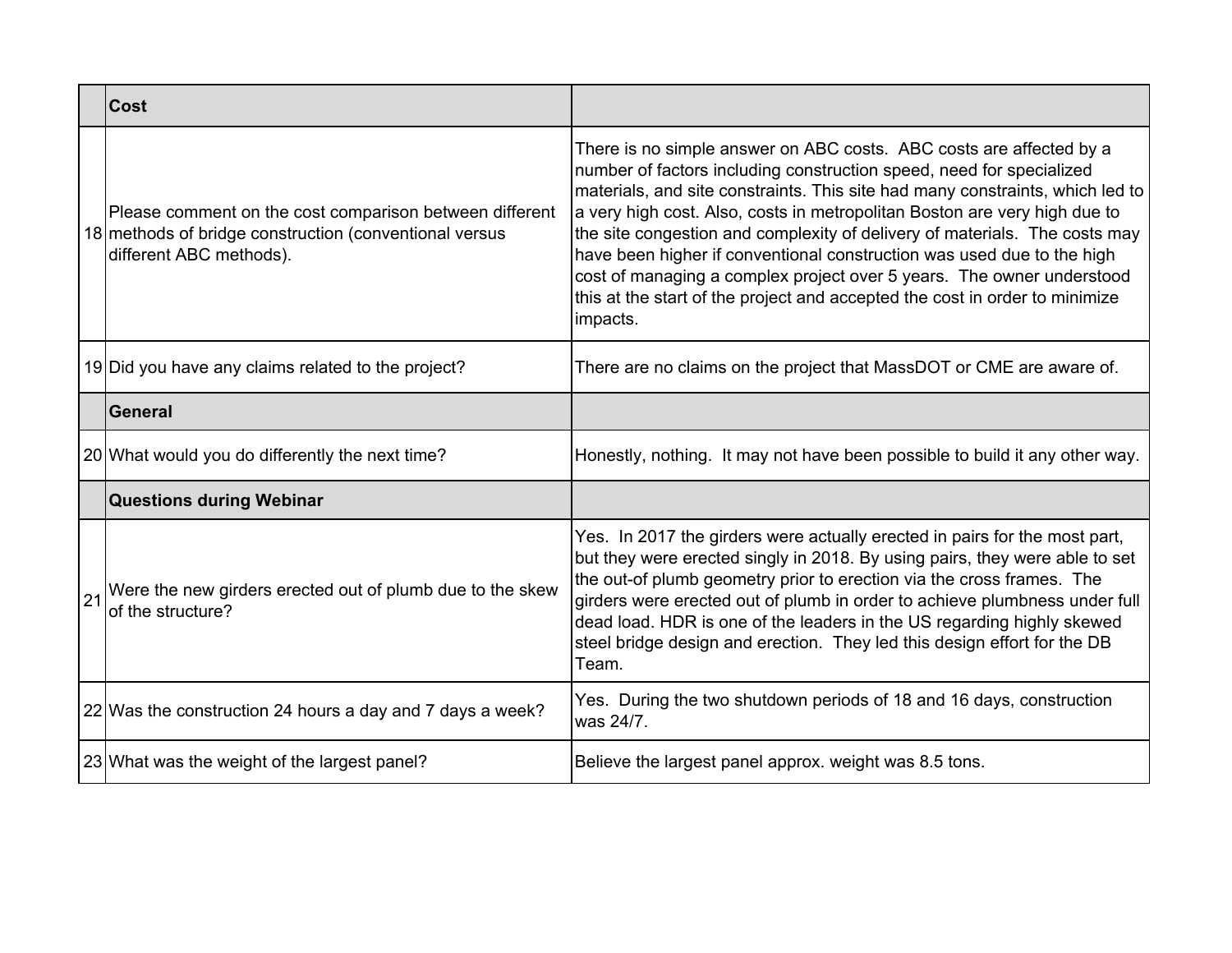| | | |
|---|---|---|
| | **Cost** | |
| 18 | Please comment on the cost comparison between different methods of bridge construction (conventional versus different ABC methods). | There is no simple answer on ABC costs. ABC costs are affected by a number of factors including construction speed, need for specialized materials, and site constraints. This site had many constraints, which led to a very high cost. Also, costs in metropolitan Boston are very high due to the site congestion and complexity of delivery of materials. The costs may have been higher if conventional construction was used due to the high cost of managing a complex project over 5 years. The owner understood this at the start of the project and accepted the cost in order to minimize impacts. |
| 19 | Did you have any claims related to the project? | There are no claims on the project that MassDOT or CME are aware of. |
| | **General** | |
| 20 | What would you do differently the next time? | Honestly, nothing. It may not have been possible to build it any other way. |
| | **Questions during Webinar** | |
| 21 | Were the new girders erected out of plumb due to the skew of the structure? | Yes. In 2017 the girders were actually erected in pairs for the most part, but they were erected singly in 2018. By using pairs, they were able to set the out-of plumb geometry prior to erection via the cross frames. The girders were erected out of plumb in order to achieve plumbness under full dead load. HDR is one of the leaders in the US regarding highly skewed steel bridge design and erection. They led this design effort for the DB Team. |
| 22 | Was the construction 24 hours a day and 7 days a week? | Yes. During the two shutdown periods of 18 and 16 days, construction was 24/7. |
| 23 | What was the weight of the largest panel? | Believe the largest panel approx. weight was 8.5 tons. |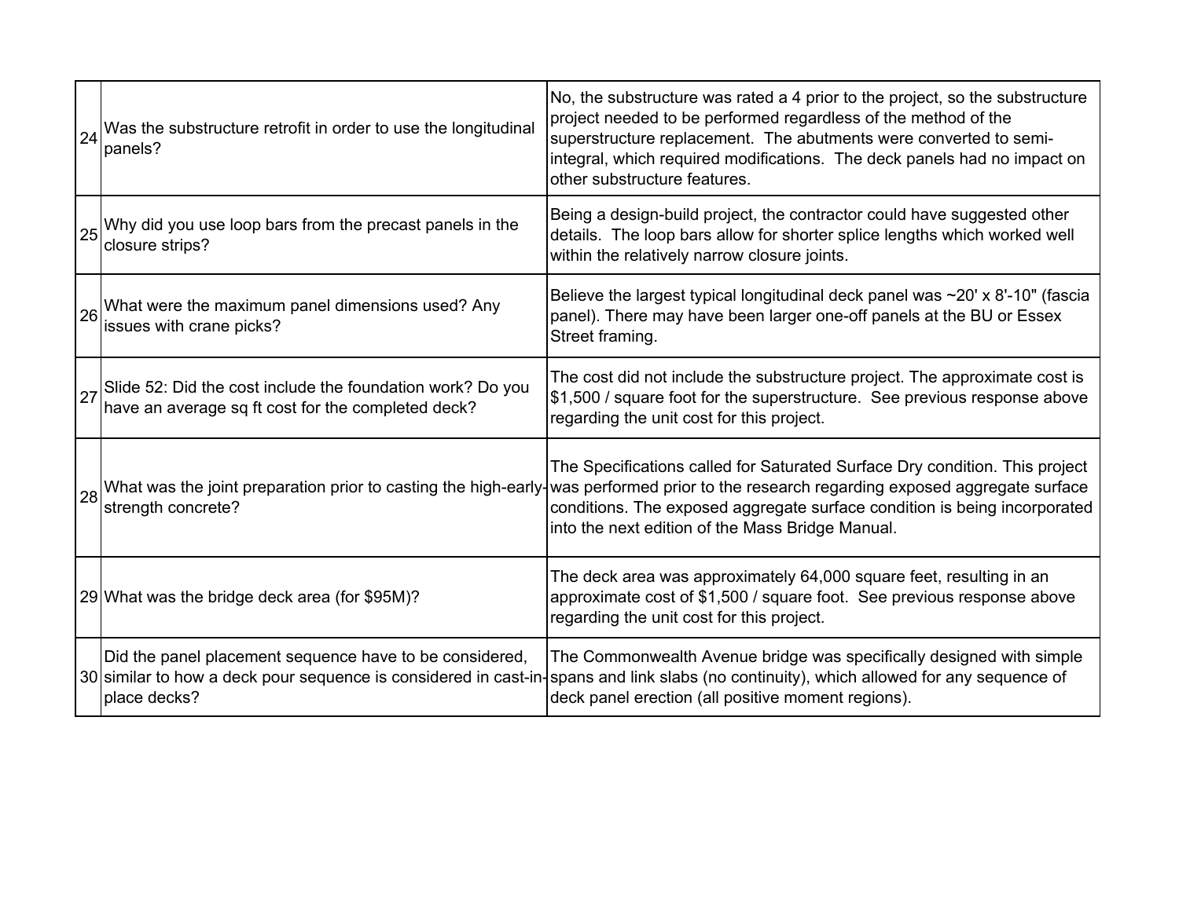| | | |
|---|---|---|
| 24 | Was the substructure retrofit in order to use the longitudinal panels? | No, the substructure was rated a 4 prior to the project, so the substructure project needed to be performed regardless of the method of the superstructure replacement. The abutments were converted to semi-integral, which required modifications. The deck panels had no impact on other substructure features. |
| 25 | Why did you use loop bars from the precast panels in the closure strips? | Being a design-build project, the contractor could have suggested other details. The loop bars allow for shorter splice lengths which worked well within the relatively narrow closure joints. |
| 26 | What were the maximum panel dimensions used? Any issues with crane picks? | Believe the largest typical longitudinal deck panel was ~20' x 8'-10" (fascia panel). There may have been larger one-off panels at the BU or Essex Street framing. |
| 27 | Slide 52: Did the cost include the foundation work? Do you have an average sq ft cost for the completed deck? | The cost did not include the substructure project. The approximate cost is $1,500 / square foot for the superstructure. See previous response above regarding the unit cost for this project. |
| 28 | What was the joint preparation prior to casting the high-early-strength concrete? | The Specifications called for Saturated Surface Dry condition. This project was performed prior to the research regarding exposed aggregate surface conditions. The exposed aggregate surface condition is being incorporated into the next edition of the Mass Bridge Manual. |
| 29 | What was the bridge deck area (for $95M)? | The deck area was approximately 64,000 square feet, resulting in an approximate cost of $1,500 / square foot. See previous response above regarding the unit cost for this project. |
| 30 | Did the panel placement sequence have to be considered, similar to how a deck pour sequence is considered in cast-in-place decks? | The Commonwealth Avenue bridge was specifically designed with simple spans and link slabs (no continuity), which allowed for any sequence of deck panel erection (all positive moment regions). |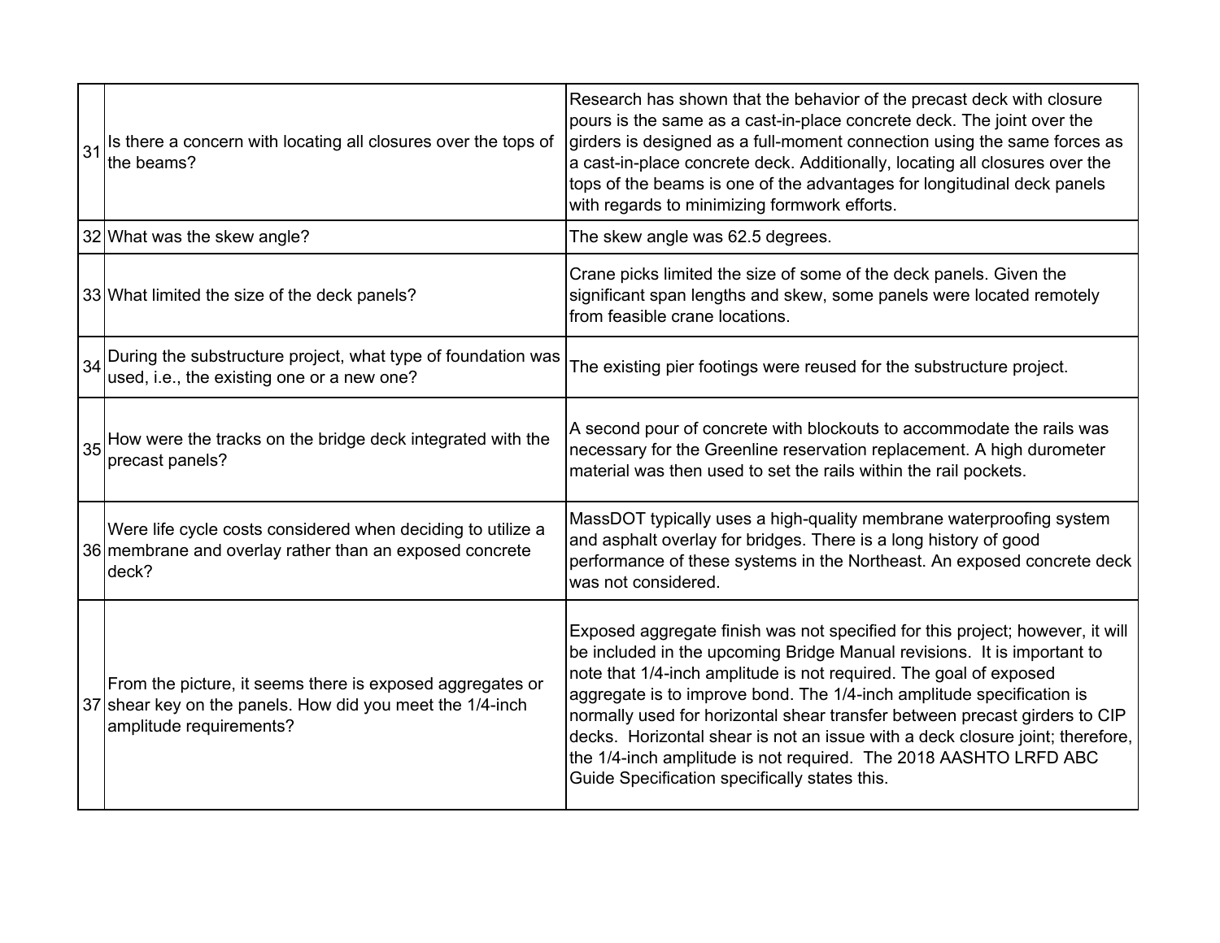| | | |
|---|---|---|
| 31 | Is there a concern with locating all closures over the tops of the beams? | Research has shown that the behavior of the precast deck with closure pours is the same as a cast-in-place concrete deck. The joint over the girders is designed as a full-moment connection using the same forces as a cast-in-place concrete deck. Additionally, locating all closures over the tops of the beams is one of the advantages for longitudinal deck panels with regards to minimizing formwork efforts. |
| 32 | What was the skew angle? | The skew angle was 62.5 degrees. |
| 33 | What limited the size of the deck panels? | Crane picks limited the size of some of the deck panels. Given the significant span lengths and skew, some panels were located remotely from feasible crane locations. |
| 34 | During the substructure project, what type of foundation was used, i.e., the existing one or a new one? | The existing pier footings were reused for the substructure project. |
| 35 | How were the tracks on the bridge deck integrated with the precast panels? | A second pour of concrete with blockouts to accommodate the rails was necessary for the Greenline reservation replacement. A high durometer material was then used to set the rails within the rail pockets. |
| 36 | Were life cycle costs considered when deciding to utilize a membrane and overlay rather than an exposed concrete deck? | MassDOT typically uses a high-quality membrane waterproofing system and asphalt overlay for bridges. There is a long history of good performance of these systems in the Northeast. An exposed concrete deck was not considered. |
| 37 | From the picture, it seems there is exposed aggregates or shear key on the panels. How did you meet the 1/4-inch amplitude requirements? | Exposed aggregate finish was not specified for this project; however, it will be included in the upcoming Bridge Manual revisions. It is important to note that 1/4-inch amplitude is not required. The goal of exposed aggregate is to improve bond. The 1/4-inch amplitude specification is normally used for horizontal shear transfer between precast girders to CIP decks. Horizontal shear is not an issue with a deck closure joint; therefore, the 1/4-inch amplitude is not required. The 2018 AASHTO LRFD ABC Guide Specification specifically states this. |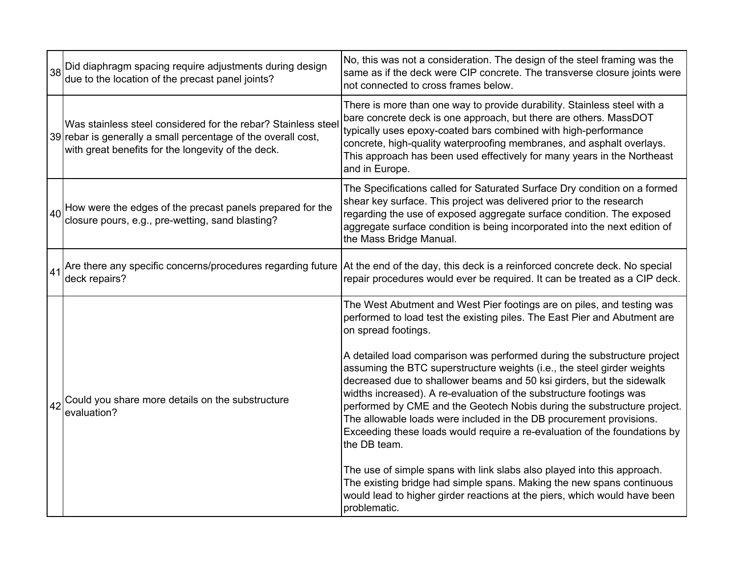| | | |
|---|---|---|
| 38 | Did diaphragm spacing require adjustments during design due to the location of the precast panel joints? | No, this was not a consideration. The design of the steel framing was the same as if the deck were CIP concrete. The transverse closure joints were not connected to cross frames below. |
| 39 | Was stainless steel considered for the rebar? Stainless steel rebar is generally a small percentage of the overall cost, with great benefits for the longevity of the deck. | There is more than one way to provide durability. Stainless steel with a bare concrete deck is one approach, but there are others. MassDOT typically uses epoxy-coated bars combined with high-performance concrete, high-quality waterproofing membranes, and asphalt overlays. This approach has been used effectively for many years in the Northeast and in Europe. |
| 40 | How were the edges of the precast panels prepared for the closure pours, e.g., pre-wetting, sand blasting? | The Specifications called for Saturated Surface Dry condition on a formed shear key surface. This project was delivered prior to the research regarding the use of exposed aggregate surface condition. The exposed aggregate surface condition is being incorporated into the next edition of the Mass Bridge Manual. |
| 41 | Are there any specific concerns/procedures regarding future deck repairs? | At the end of the day, this deck is a reinforced concrete deck. No special repair procedures would ever be required. It can be treated as a CIP deck. |
| 42 | Could you share more details on the substructure evaluation? | The West Abutment and West Pier footings are on piles, and testing was performed to load test the existing piles. The East Pier and Abutment are on spread footings.<br><br>A detailed load comparison was performed during the substructure project assuming the BTC superstructure weights (i.e., the steel girder weights decreased due to shallower beams and 50 ksi girders, but the sidewalk widths increased). A re-evaluation of the substructure footings was performed by CME and the Geotech Nobis during the substructure project. The allowable loads were included in the DB procurement provisions. Exceeding these loads would require a re-evaluation of the foundations by the DB team.<br><br>The use of simple spans with link slabs also played into this approach. The existing bridge had simple spans. Making the new spans continuous would lead to higher girder reactions at the piers, which would have been problematic. |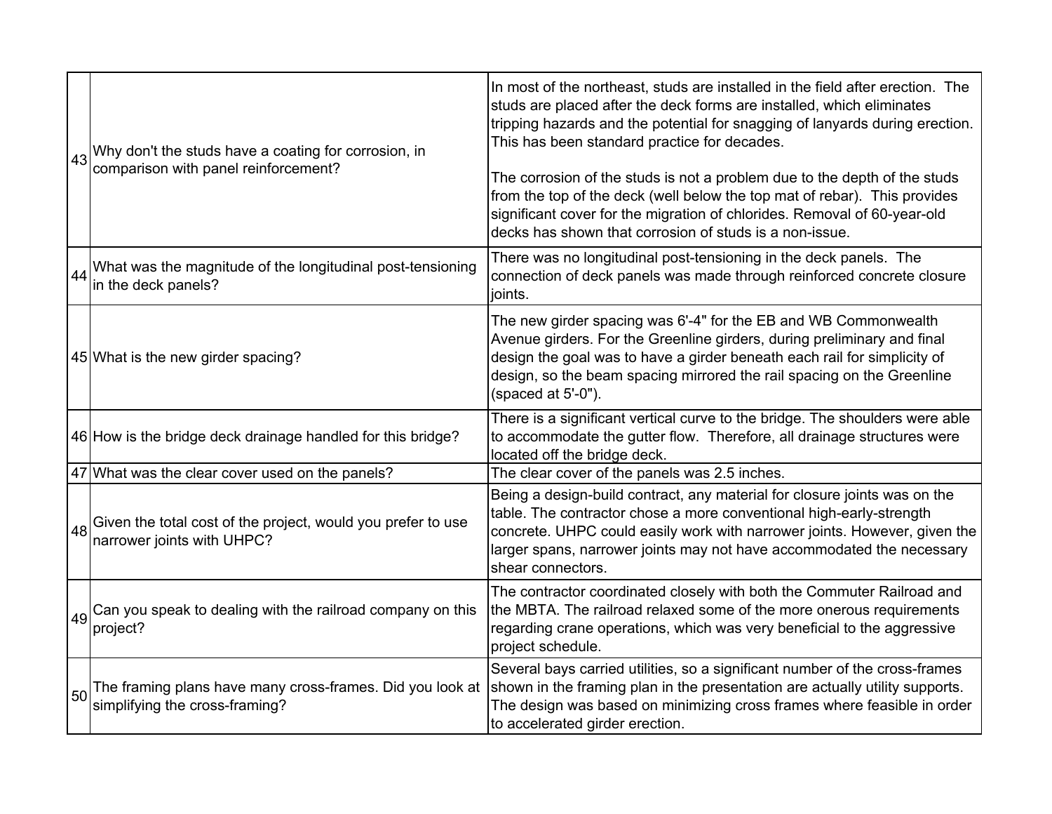| | | |
|---|---|---|
| 43 | Why don't the studs have a coating for corrosion, in comparison with panel reinforcement? | In most of the northeast, studs are installed in the field after erection. The studs are placed after the deck forms are installed, which eliminates tripping hazards and the potential for snagging of lanyards during erection. This has been standard practice for decades.<br><br>The corrosion of the studs is not a problem due to the depth of the studs from the top of the deck (well below the top mat of rebar). This provides significant cover for the migration of chlorides. Removal of 60-year-old decks has shown that corrosion of studs is a non-issue. |
| 44 | What was the magnitude of the longitudinal post-tensioning in the deck panels? | There was no longitudinal post-tensioning in the deck panels. The connection of deck panels was made through reinforced concrete closure joints. |
| 45 | What is the new girder spacing? | The new girder spacing was 6'-4" for the EB and WB Commonwealth Avenue girders. For the Greenline girders, during preliminary and final design the goal was to have a girder beneath each rail for simplicity of design, so the beam spacing mirrored the rail spacing on the Greenline (spaced at 5'-0"). |
| 46 | How is the bridge deck drainage handled for this bridge? | There is a significant vertical curve to the bridge. The shoulders were able to accommodate the gutter flow. Therefore, all drainage structures were located off the bridge deck. |
| 47 | What was the clear cover used on the panels? | The clear cover of the panels was 2.5 inches. |
| 48 | Given the total cost of the project, would you prefer to use narrower joints with UHPC? | Being a design-build contract, any material for closure joints was on the table. The contractor chose a more conventional high-early-strength concrete. UHPC could easily work with narrower joints. However, given the larger spans, narrower joints may not have accommodated the necessary shear connectors. |
| 49 | Can you speak to dealing with the railroad company on this project? | The contractor coordinated closely with both the Commuter Railroad and the MBTA. The railroad relaxed some of the more onerous requirements regarding crane operations, which was very beneficial to the aggressive project schedule. |
| 50 | The framing plans have many cross-frames. Did you look at simplifying the cross-framing? | Several bays carried utilities, so a significant number of the cross-frames shown in the framing plan in the presentation are actually utility supports. The design was based on minimizing cross frames where feasible in order to accelerated girder erection. |